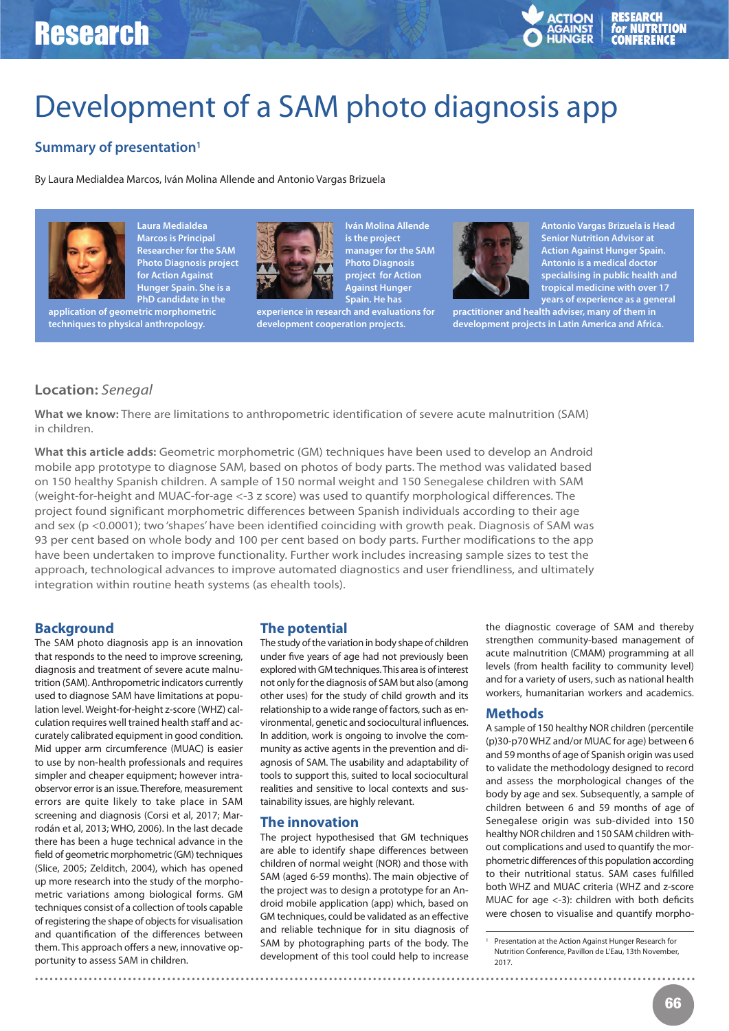# Development of a SAM photo diagnosis app

## Summary of presentation[1]

By Laura Medialdea Marcos, Iván Molina Allende and Antonio Vargas Brizuela

**Laura Medialdea Marcos is Principal Researcher for the SAM Photo Diagnosis project for Action Against Hunger Spain. She is a PhD candidate in the application of geometric morphometric techniques to physical anthropology.**

**Iván Molina Allende is the project manager for the SAM Photo Diagnosis project for Action Against Hunger Spain. He has experience in research and evaluations for development cooperation projects.**

**Antonio Vargas Brizuela is Head Senior Nutrition Advisor at Action Against Hunger Spain. Antonio is a medical doctor specialising in public health and tropical medicine with over 17 years of experience as a general practitioner and health adviser, many of them in development projects in Latin America and Africa.**

**Location:** *Senegal*

**What we know:** There are limitations to anthropometric identification of severe acute malnutrition (SAM) in children.

**What this article adds:** Geometric morphometric (GM) techniques have been used to develop an Android mobile app prototype to diagnose SAM, based on photos of body parts. The method was validated based on 150 healthy Spanish children. A sample of 150 normal weight and 150 Senegalese children with SAM (weight-for-height and MUAC-for-age <-3 z score) was used to quantify morphological differences. The project found significant morphometric differences between Spanish individuals according to their age and sex ($p < 0.0001$); two 'shapes' have been identified coinciding with growth peak. Diagnosis of SAM was 93 per cent based on whole body and 100 per cent based on body parts. Further modifications to the app have been undertaken to improve functionality. Further work includes increasing sample sizes to test the approach, technological advances to improve automated diagnostics and user friendliness, and ultimately integration within routine heath systems (as ehealth tools).

## Background

The SAM photo diagnosis app is an innovation that responds to the need to improve screening, diagnosis and treatment of severe acute malnutrition (SAM). Anthropometric indicators currently used to diagnose SAM have limitations at population level. Weight-for-height z-score (WHZ) calculation requires well trained health staff and accurately calibrated equipment in good condition. Mid upper arm circumference (MUAC) is easier to use by non-health professionals and requires simpler and cheaper equipment; however intra-observer error is an issue. Therefore, measurement errors are quite likely to take place in SAM screening and diagnosis (Corsi et al, 2017; Marrodán et al, 2013; WHO, 2006). In the last decade there has been a huge technical advance in the field of geometric morphometric (GM) techniques (Slice, 2005; Zelditch, 2004), which has opened up more research into the study of the morphometric variations among biological forms. GM techniques consist of a collection of tools capable of registering the shape of objects for visualisation and quantification of the differences between them. This approach offers a new, innovative opportunity to assess SAM in children.

## The potential

The study of the variation in body shape of children under five years of age had not previously been explored with GM techniques. This area is of interest not only for the diagnosis of SAM but also (among other uses) for the study of child growth and its relationship to a wide range of factors, such as environmental, genetic and sociocultural influences. In addition, work is ongoing to involve the community as active agents in the prevention and diagnosis of SAM. The usability and adaptability of tools to support this, suited to local sociocultural realities and sensitive to local contexts and sustainability issues, are highly relevant.

## The innovation

The project hypothesised that GM techniques are able to identify shape differences between children of normal weight (NOR) and those with SAM (aged 6-59 months). The main objective of the project was to design a prototype for an Android mobile application (app) which, based on GM techniques, could be validated as an effective and reliable technique for in situ diagnosis of SAM by photographing parts of the body. The development of this tool could help to increase the diagnostic coverage of SAM and thereby strengthen community-based management of acute malnutrition (CMAM) programming at all levels (from health facility to community level) and for a variety of users, such as national health workers, humanitarian workers and academics.

## Methods

A sample of 150 healthy NOR children (percentile (p)30-p70 WHZ and/or MUAC for age) between 6 and 59 months of age of Spanish origin was used to validate the methodology designed to record and assess the morphological changes of the body by age and sex. Subsequently, a sample of children between 6 and 59 months of age of Senegalese origin was sub-divided into 150 healthy NOR children and 150 SAM children without complications and used to quantify the morphometric differences of this population according to their nutritional status. SAM cases fulfilled both WHZ and MUAC criteria (WHZ and z-score MUAC for age <-3): children with both deficits were chosen to visualise and quantify morpho-

[1] Presentation at the Action Against Hunger Research for Nutrition Conference, Pavillon de L'Eau, 13th November, 2017.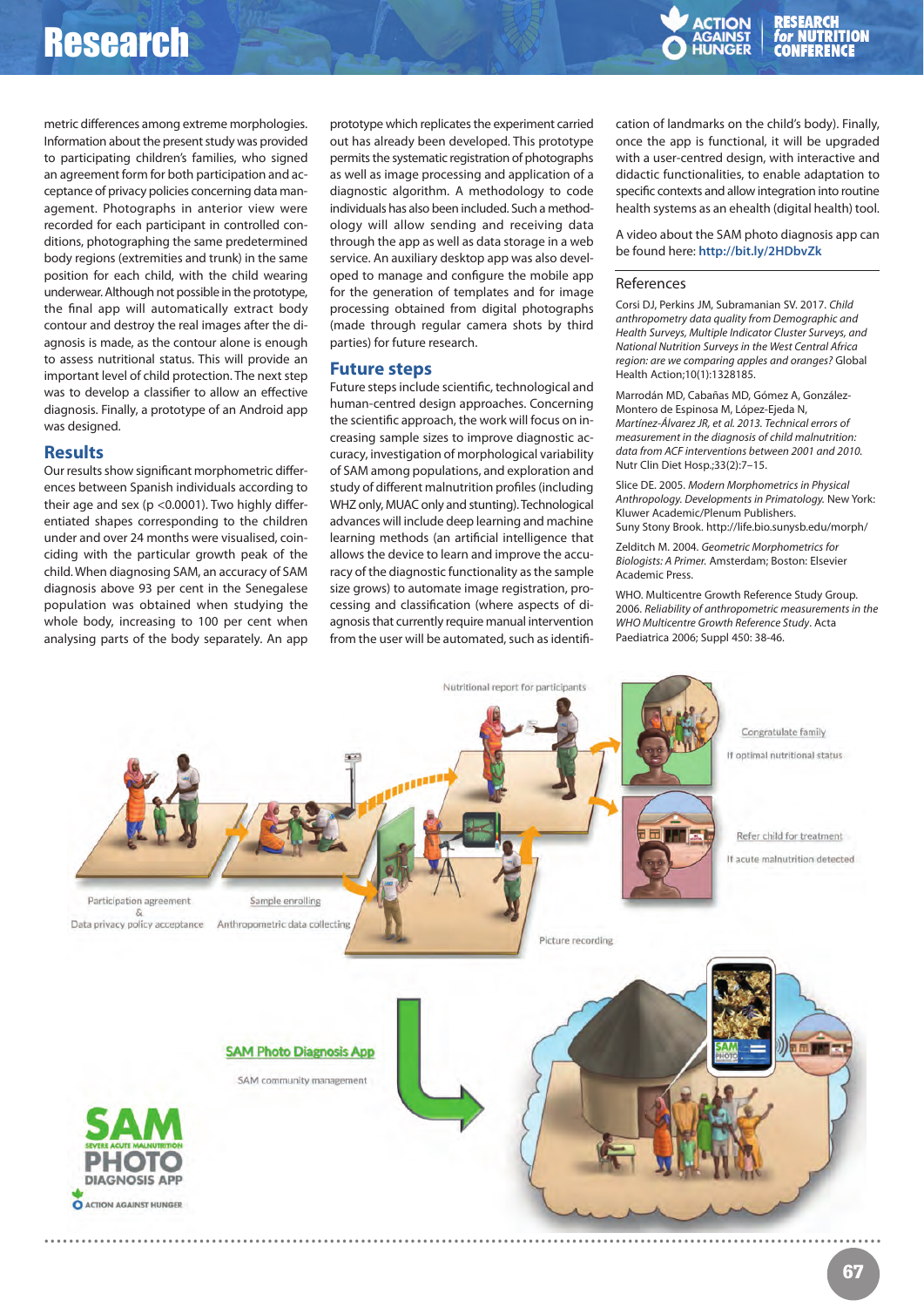metric differences among extreme morphologies. Information about the present study was provided to participating children's families, who signed an agreement form for both participation and acceptance of privacy policies concerning data management. Photographs in anterior view were recorded for each participant in controlled conditions, photographing the same predetermined body regions (extremities and trunk) in the same position for each child, with the child wearing underwear. Although not possible in the prototype, the final app will automatically extract body contour and destroy the real images after the diagnosis is made, as the contour alone is enough to assess nutritional status. This will provide an important level of child protection. The next step was to develop a classifier to allow an effective diagnosis. Finally, a prototype of an Android app was designed.

## Results

Our results show significant morphometric differences between Spanish individuals according to their age and sex ($p < 0.0001$). Two highly differentiated shapes corresponding to the children under and over 24 months were visualised, coinciding with the particular growth peak of the child. When diagnosing SAM, an accuracy of SAM diagnosis above 93 per cent in the Senegalese population was obtained when studying the whole body, increasing to 100 per cent when analysing parts of the body separately. An app prototype which replicates the experiment carried out has already been developed. This prototype permits the systematic registration of photographs as well as image processing and application of a diagnostic algorithm. A methodology to code individuals has also been included. Such a methodology will allow sending and receiving data through the app as well as data storage in a web service. An auxiliary desktop app was also developed to manage and configure the mobile app for the generation of templates and for image processing obtained from digital photographs (made through regular camera shots by third parties) for future research.

## Future steps

Future steps include scientific, technological and human-centred design approaches. Concerning the scientific approach, the work will focus on increasing sample sizes to improve diagnostic accuracy, investigation of morphological variability of SAM among populations, and exploration and study of different malnutrition profiles (including WHZ only, MUAC only and stunting). Technological advances will include deep learning and machine learning methods (an artificial intelligence that allows the device to learn and improve the accuracy of the diagnostic functionality as the sample size grows) to automate image registration, processing and classification (where aspects of diagnosis that currently require manual intervention from the user will be automated, such as identification of landmarks on the child's body). Finally, once the app is functional, it will be upgraded with a user-centred design, with interactive and didactic functionalities, to enable adaptation to specific contexts and allow integration into routine health systems as an ehealth (digital health) tool.

A video about the SAM photo diagnosis app can be found here: **http://bit.ly/2HDbvZk**

## References

Corsi DJ, Perkins JM, Subramanian SV. 2017. *Child anthropometry data quality from Demographic and Health Surveys, Multiple Indicator Cluster Surveys, and National Nutrition Surveys in the West Central Africa region: are we comparing apples and oranges?* Global Health Action;10(1):1328185.

Marrodán MD, Cabañas MD, Gómez A, González-Montero de Espinosa M, López-Ejeda N, Martínez-Álvarez JR, et al. 2013. *Technical errors of measurement in the diagnosis of child malnutrition: data from ACF interventions between 2001 and 2010.* Nutr Clin Diet Hosp.;33(2):7–15.

Slice DE. 2005. *Modern Morphometrics in Physical Anthropology. Developments in Primatology.* New York: Kluwer Academic/Plenum Publishers. Suny Stony Brook. http://life.bio.sunysb.edu/morph/

Zelditch M. 2004. *Geometric Morphometrics for Biologists: A Primer.* Amsterdam; Boston: Elsevier Academic Press.

WHO. Multicentre Growth Reference Study Group. 2006. *Reliability of anthropometric measurements in the WHO Multicentre Growth Reference Study.* Acta Paediatrica 2006; Suppl 450: 38-46.

Participation agreement & Data privacy policy acceptance

Sample enrolling

Anthropometric data collecting

Picture recording

Nutritional report for participants

Congratulate family

If optimal nutritional status

Refer child for treatment

If acute malnutrition detected

SAM Photo Diagnosis App

SAM community management

SAM SEVERE ACUTE MALNUTRITION PHOTO DIAGNOSIS APP

ACTION AGAINST HUNGER